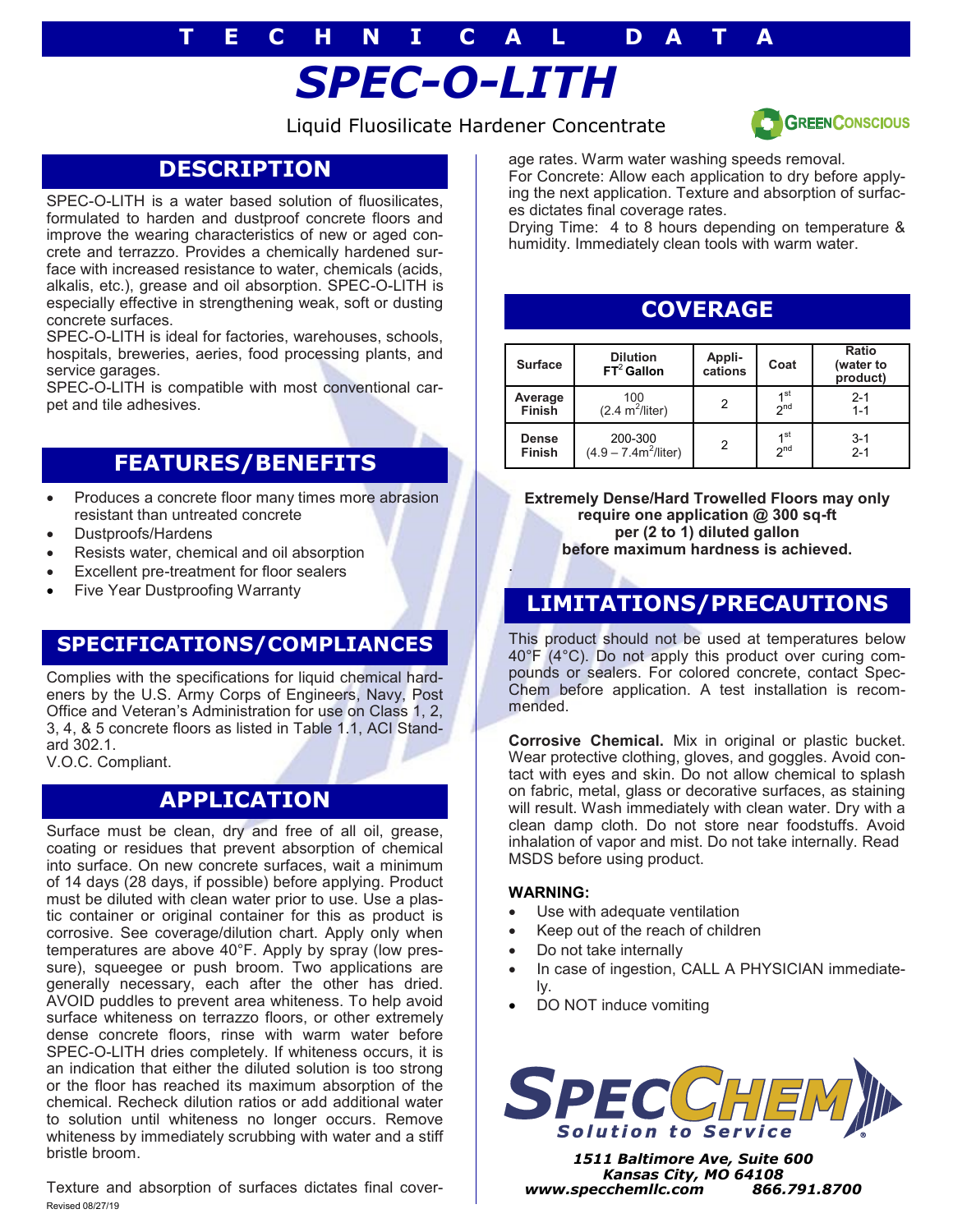TECHNICAL DATA

# SPEC-O-LITH

Liquid Fluosilicate Hardener Concentrate

GREENCONSCIOUS

## DESCRIPTION

SPEC-O-LITH is a water based solution of fluosilicates, formulated to harden and dustproof concrete floors and improve the wearing characteristics of new or aged concrete and terrazzo. Provides a chemically hardened surface with increased resistance to water, chemicals (acids, alkalis, etc.), grease and oil absorption. SPEC-O-LITH is especially effective in strengthening weak, soft or dusting concrete surfaces.

SPEC-O-LITH is ideal for factories, warehouses, schools, hospitals, breweries, aeries, food processing plants, and service garages.

SPEC-O-LITH is compatible with most conventional carpet and tile adhesives.

## FEATURES/BENEFITS

- Produces a concrete floor many times more abrasion resistant than untreated concrete
- Dustproofs/Hardens
- Resists water, chemical and oil absorption
- Excellent pre-treatment for floor sealers
- Five Year Dustproofing Warranty

## SPECIFICATIONS/COMPLIANCES

Complies with the specifications for liquid chemical hardeners by the U.S. Army Corps of Engineers, Navy, Post Office and Veteran's Administration for use on Class 1, 2, 3, 4, & 5 concrete floors as listed in Table 1.1, ACI Standard 302.1.

V.O.C. Compliant.

## APPLICATION

Surface must be clean, dry and free of all oil, grease, coating or residues that prevent absorption of chemical into surface. On new concrete surfaces, wait a minimum of 14 days (28 days, if possible) before applying. Product must be diluted with clean water prior to use. Use a plastic container or original container for this as product is corrosive. See coverage/dilution chart. Apply only when temperatures are above 40°F. Apply by spray (low pressure), squeegee or push broom. Two applications are generally necessary, each after the other has dried. AVOID puddles to prevent area whiteness. To help avoid surface whiteness on terrazzo floors, or other extremely dense concrete floors, rinse with warm water before SPEC-O-LITH dries completely. If whiteness occurs, it is an indication that either the diluted solution is too strong or the floor has reached its maximum absorption of the chemical. Recheck dilution ratios or add additional water to solution until whiteness no longer occurs. Remove whiteness by immediately scrubbing with water and a stiff bristle broom.

Texture and absorption of surfaces dictates final coverage rates. Warm water washing speeds removal.

For Concrete: Allow each application to dry before applying the next application. Texture and absorption of surfaces dictates final coverage rates.

Drying Time: 4 to 8 hours depending on temperature & humidity. Immediately clean tools with warm water.

## COVERAGE

| Surface | Dilution $FT^2$ Gallon | Applications | Coat | Ratio (water to product) |
|---|---|---|---|---|
| Average Finish | 100 (2.4 $m^2$/liter) | 2 | 1st<br>2nd | 2-1<br>1-1 |
| Dense Finish | 200-300 (4.9 – 7.4$m^2$/liter) | 2 | 1st<br>2nd | 3-1<br>2-1 |

**Extremely Dense/Hard Trowelled Floors may only require one application @ 300 sq-ft per (2 to 1) diluted gallon before maximum hardness is achieved.**

## LIMITATIONS/PRECAUTIONS

This product should not be used at temperatures below 40°F (4°C). Do not apply this product over curing compounds or sealers. For colored concrete, contact Spec-Chem before application. A test installation is recommended.

**Corrosive Chemical.** Mix in original or plastic bucket. Wear protective clothing, gloves, and goggles. Avoid contact with eyes and skin. Do not allow chemical to splash on fabric, metal, glass or decorative surfaces, as staining will result. Wash immediately with clean water. Dry with a clean damp cloth. Do not store near foodstuffs. Avoid inhalation of vapor and mist. Do not take internally. Read MSDS before using product.

**WARNING:**

- Use with adequate ventilation
- Keep out of the reach of children
- Do not take internally
- In case of ingestion, CALL A PHYSICIAN immediately.
- DO NOT induce vomiting

SPECCHEM
*Solution to Service*

*1511 Baltimore Ave, Suite 600*
*Kansas City, MO 64108*
*www.specchemllc.com 866.791.8700*

Revised 08/27/19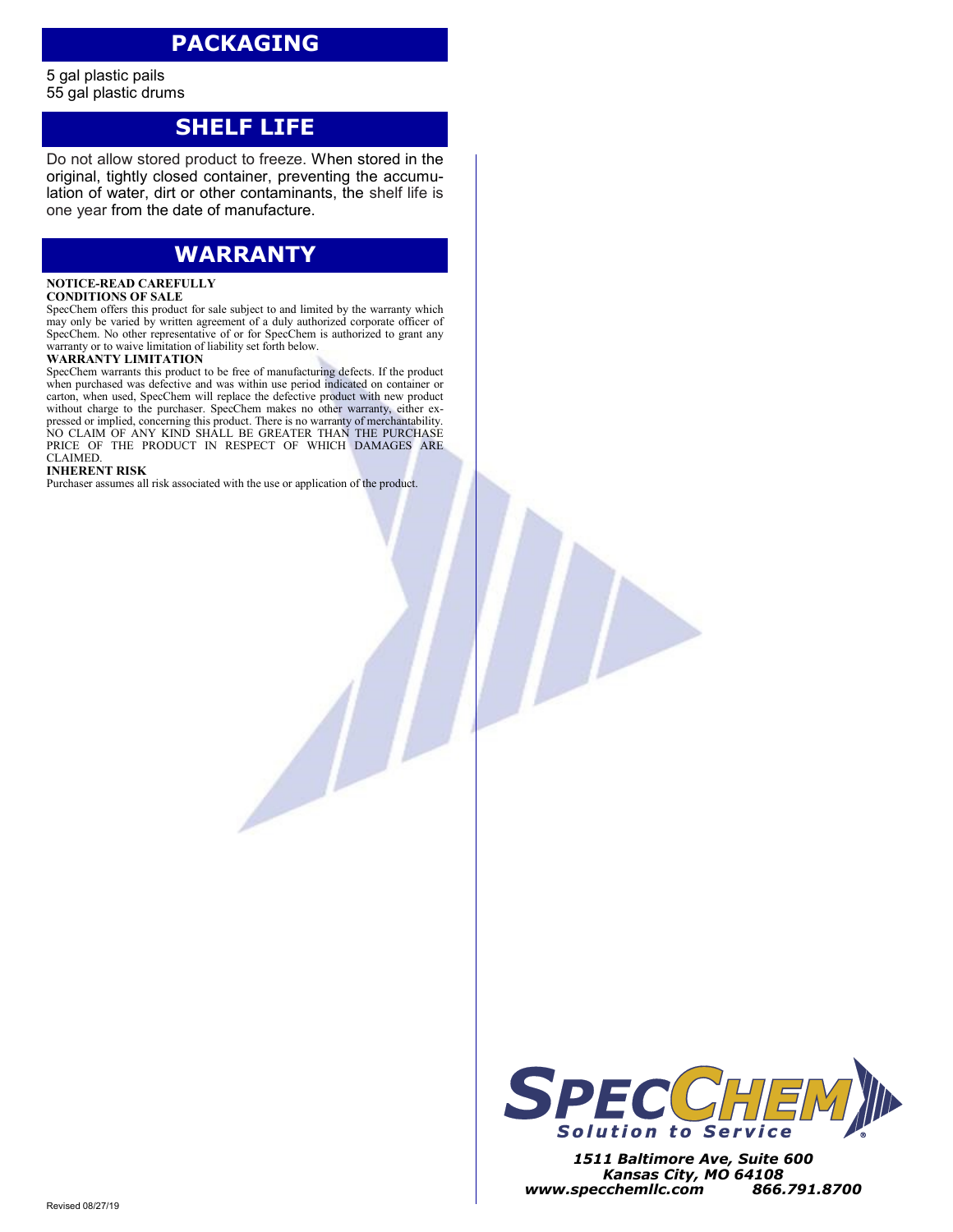## PACKAGING

5 gal plastic pails
55 gal plastic drums

## SHELF LIFE

Do not allow stored product to freeze. When stored in the original, tightly closed container, preventing the accumulation of water, dirt or other contaminants, the shelf life is one year from the date of manufacture.

## WARRANTY

**NOTICE-READ CAREFULLY**

**CONDITIONS OF SALE**

SpecChem offers this product for sale subject to and limited by the warranty which may only be varied by written agreement of a duly authorized corporate officer of SpecChem. No other representative of or for SpecChem is authorized to grant any warranty or to waive limitation of liability set forth below.

**WARRANTY LIMITATION**

SpecChem warrants this product to be free of manufacturing defects. If the product when purchased was defective and was within use period indicated on container or carton, when used, SpecChem will replace the defective product with new product without charge to the purchaser. SpecChem makes no other warranty, either expressed or implied, concerning this product. There is no warranty of merchantability. NO CLAIM OF ANY KIND SHALL BE GREATER THAN THE PURCHASE PRICE OF THE PRODUCT IN RESPECT OF WHICH DAMAGES ARE CLAIMED.

**INHERENT RISK**

Purchaser assumes all risk associated with the use or application of the product.

SPECCHEM
*Solution to Service*

***1511 Baltimore Ave, Suite 600***
***Kansas City, MO 64108***
***www.specchemllc.com 866.791.8700***

Revised 08/27/19